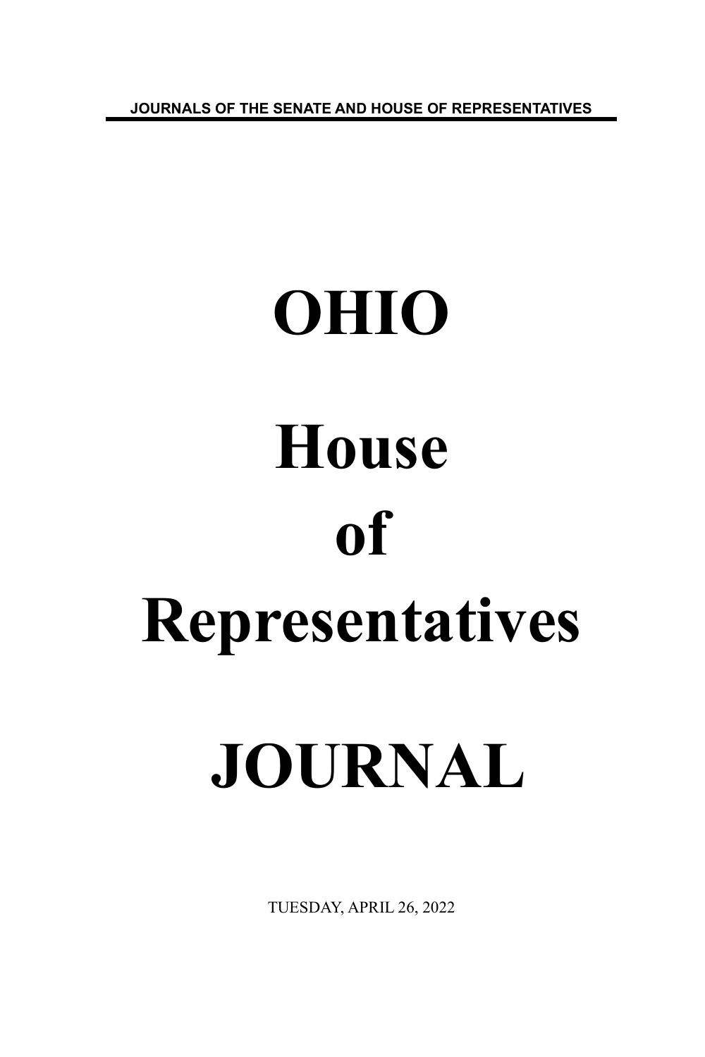JOURNALS OF THE SENATE AND HOUSE OF REPRESENTATIVES

# OHIO

# House

# of

# Representatives

# JOURNAL

TUESDAY, APRIL 26, 2022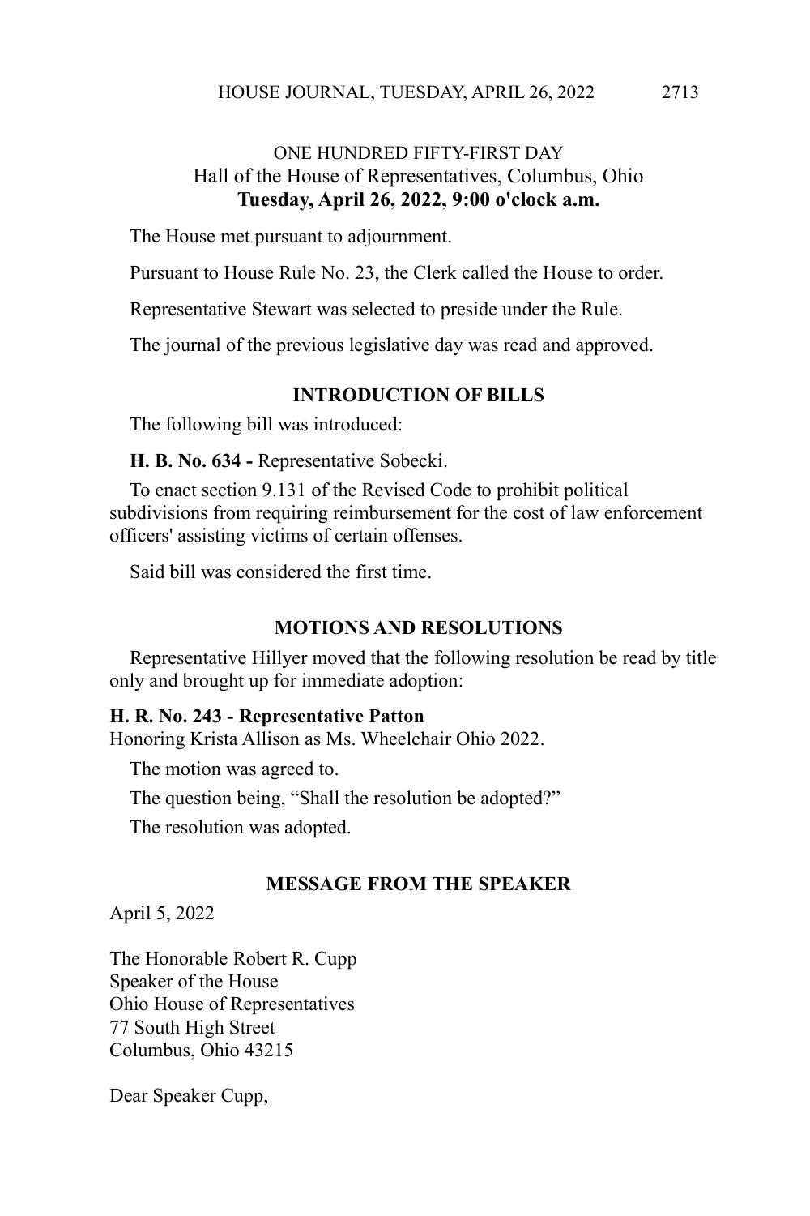ONE HUNDRED FIFTY-FIRST DAY
Hall of the House of Representatives, Columbus, Ohio
**Tuesday, April 26, 2022, 9:00 o'clock a.m.**

The House met pursuant to adjournment.

Pursuant to House Rule No. 23, the Clerk called the House to order.

Representative Stewart was selected to preside under the Rule.

The journal of the previous legislative day was read and approved.

## INTRODUCTION OF BILLS

The following bill was introduced:

**H. B. No. 634 -** Representative Sobecki.

To enact section 9.131 of the Revised Code to prohibit political subdivisions from requiring reimbursement for the cost of law enforcement officers' assisting victims of certain offenses.

Said bill was considered the first time.

## MOTIONS AND RESOLUTIONS

Representative Hillyer moved that the following resolution be read by title only and brought up for immediate adoption:

**H. R. No. 243 - Representative Patton**
Honoring Krista Allison as Ms. Wheelchair Ohio 2022.

The motion was agreed to.

The question being, "Shall the resolution be adopted?"

The resolution was adopted.

## MESSAGE FROM THE SPEAKER

April 5, 2022

The Honorable Robert R. Cupp
Speaker of the House
Ohio House of Representatives
77 South High Street
Columbus, Ohio 43215

Dear Speaker Cupp,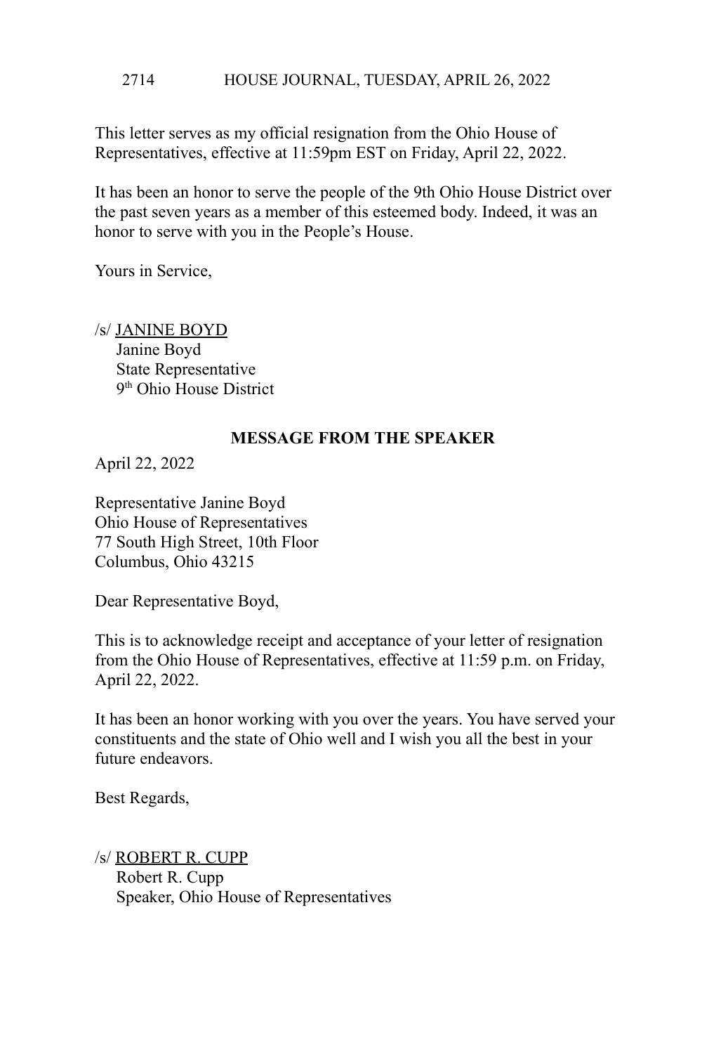This letter serves as my official resignation from the Ohio House of Representatives, effective at 11:59pm EST on Friday, April 22, 2022.

It has been an honor to serve the people of the 9th Ohio House District over the past seven years as a member of this esteemed body. Indeed, it was an honor to serve with you in the People's House.

Yours in Service,

/s/ JANINE BOYD
Janine Boyd
State Representative
9th Ohio House District

**MESSAGE FROM THE SPEAKER**

April 22, 2022

Representative Janine Boyd
Ohio House of Representatives
77 South High Street, 10th Floor
Columbus, Ohio 43215

Dear Representative Boyd,

This is to acknowledge receipt and acceptance of your letter of resignation from the Ohio House of Representatives, effective at 11:59 p.m. on Friday, April 22, 2022.

It has been an honor working with you over the years. You have served your constituents and the state of Ohio well and I wish you all the best in your future endeavors.

Best Regards,

/s/ ROBERT R. CUPP
Robert R. Cupp
Speaker, Ohio House of Representatives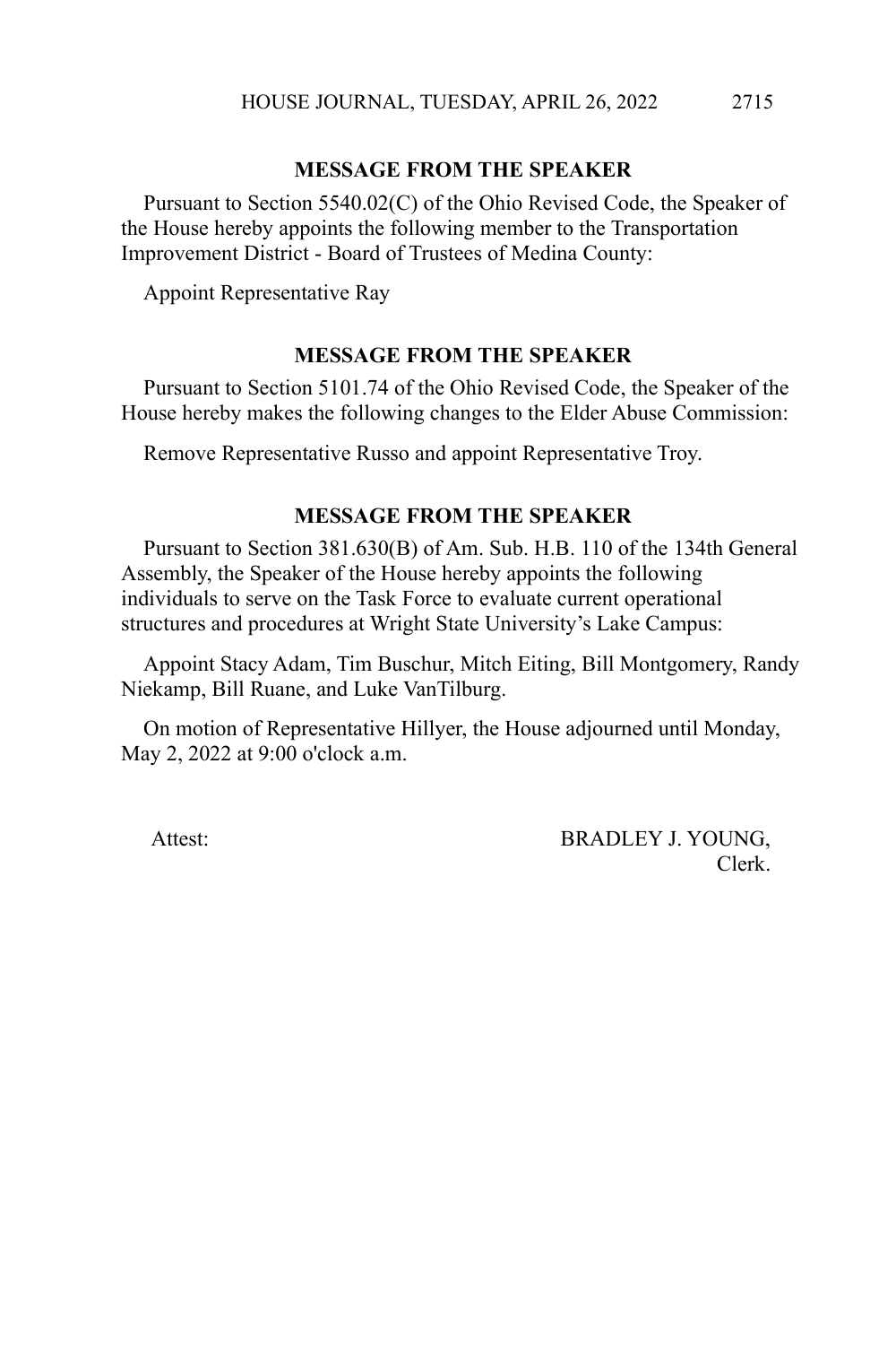**MESSAGE FROM THE SPEAKER**

Pursuant to Section 5540.02(C) of the Ohio Revised Code, the Speaker of the House hereby appoints the following member to the Transportation Improvement District - Board of Trustees of Medina County:

Appoint Representative Ray

**MESSAGE FROM THE SPEAKER**

Pursuant to Section 5101.74 of the Ohio Revised Code, the Speaker of the House hereby makes the following changes to the Elder Abuse Commission:

Remove Representative Russo and appoint Representative Troy.

**MESSAGE FROM THE SPEAKER**

Pursuant to Section 381.630(B) of Am. Sub. H.B. 110 of the 134th General Assembly, the Speaker of the House hereby appoints the following individuals to serve on the Task Force to evaluate current operational structures and procedures at Wright State University's Lake Campus:

Appoint Stacy Adam, Tim Buschur, Mitch Eiting, Bill Montgomery, Randy Niekamp, Bill Ruane, and Luke VanTilburg.

On motion of Representative Hillyer, the House adjourned until Monday, May 2, 2022 at 9:00 o'clock a.m.

Attest: BRADLEY J. YOUNG,
Clerk.